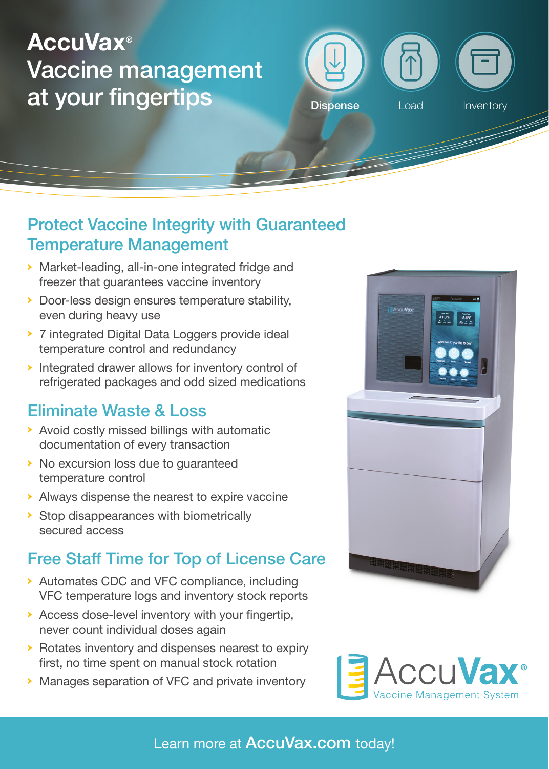# AccuVax®
# Vaccine management at your fingertips

Dispense Load Inventory

## Protect Vaccine Integrity with Guaranteed Temperature Management

- Market-leading, all-in-one integrated fridge and freezer that guarantees vaccine inventory
- Door-less design ensures temperature stability, even during heavy use
- 7 integrated Digital Data Loggers provide ideal temperature control and redundancy
- Integrated drawer allows for inventory control of refrigerated packages and odd sized medications

## Eliminate Waste & Loss

- Avoid costly missed billings with automatic documentation of every transaction
- No excursion loss due to guaranteed temperature control
- Always dispense the nearest to expire vaccine
- Stop disappearances with biometrically secured access

## Free Staff Time for Top of License Care

- Automates CDC and VFC compliance, including VFC temperature logs and inventory stock reports
- Access dose-level inventory with your fingertip, never count individual doses again
- Rotates inventory and dispenses nearest to expiry first, no time spent on manual stock rotation
- Manages separation of VFC and private inventory

AccuVax® Vaccine Management System

Learn more at **AccuVax.com** today!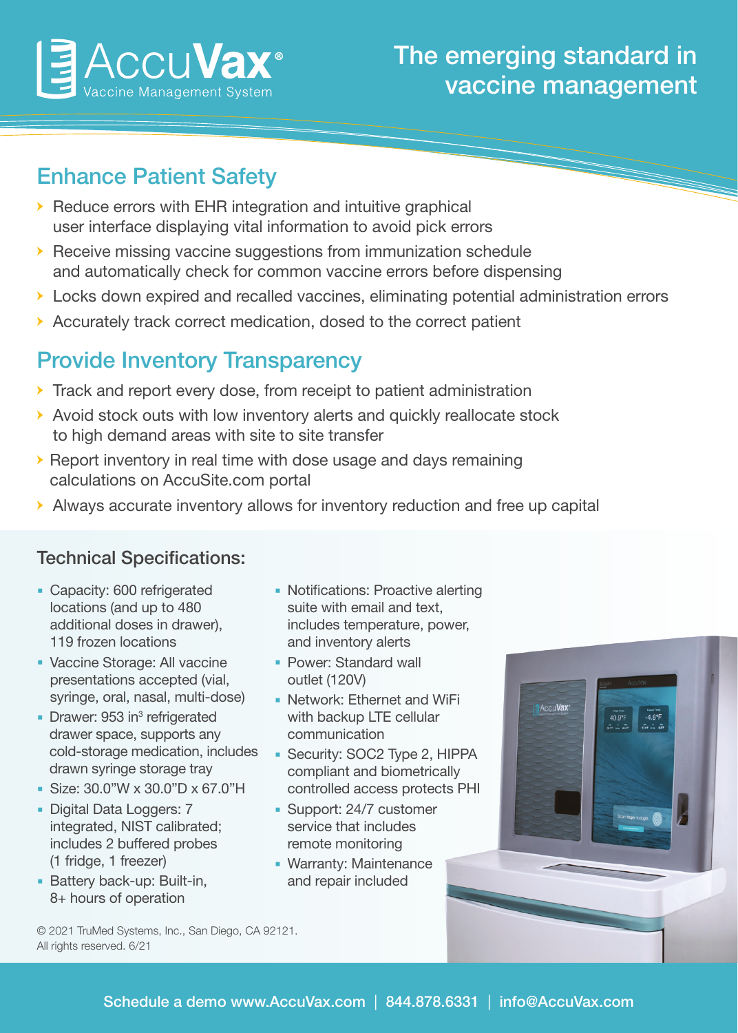# AccuVax®
Vaccine Management System

The emerging standard in vaccine management

## Enhance Patient Safety

- Reduce errors with EHR integration and intuitive graphical user interface displaying vital information to avoid pick errors
- Receive missing vaccine suggestions from immunization schedule and automatically check for common vaccine errors before dispensing
- Locks down expired and recalled vaccines, eliminating potential administration errors
- Accurately track correct medication, dosed to the correct patient

## Provide Inventory Transparency

- Track and report every dose, from receipt to patient administration
- Avoid stock outs with low inventory alerts and quickly reallocate stock to high demand areas with site to site transfer
- Report inventory in real time with dose usage and days remaining calculations on AccuSite.com portal
- Always accurate inventory allows for inventory reduction and free up capital

### Technical Specifications:

- Capacity: 600 refrigerated locations (and up to 480 additional doses in drawer), 119 frozen locations
- Vaccine Storage: All vaccine presentations accepted (vial, syringe, oral, nasal, multi-dose)
- Drawer: 953 in$^3$ refrigerated drawer space, supports any cold-storage medication, includes drawn syringe storage tray
- Size: 30.0"W x 30.0"D x 67.0"H
- Digital Data Loggers: 7 integrated, NIST calibrated; includes 2 buffered probes (1 fridge, 1 freezer)
- Battery back-up: Built-in, 8+ hours of operation
- Notifications: Proactive alerting suite with email and text, includes temperature, power, and inventory alerts
- Power: Standard wall outlet (120V)
- Network: Ethernet and WiFi with backup LTE cellular communication
- Security: SOC2 Type 2, HIPPA compliant and biometrically controlled access protects PHI
- Support: 24/7 customer service that includes remote monitoring
- Warranty: Maintenance and repair included

© 2021 TruMed Systems, Inc., San Diego, CA 92121.
All rights reserved. 6/21

Schedule a demo www.AccuVax.com | 844.878.6331 | info@AccuVax.com